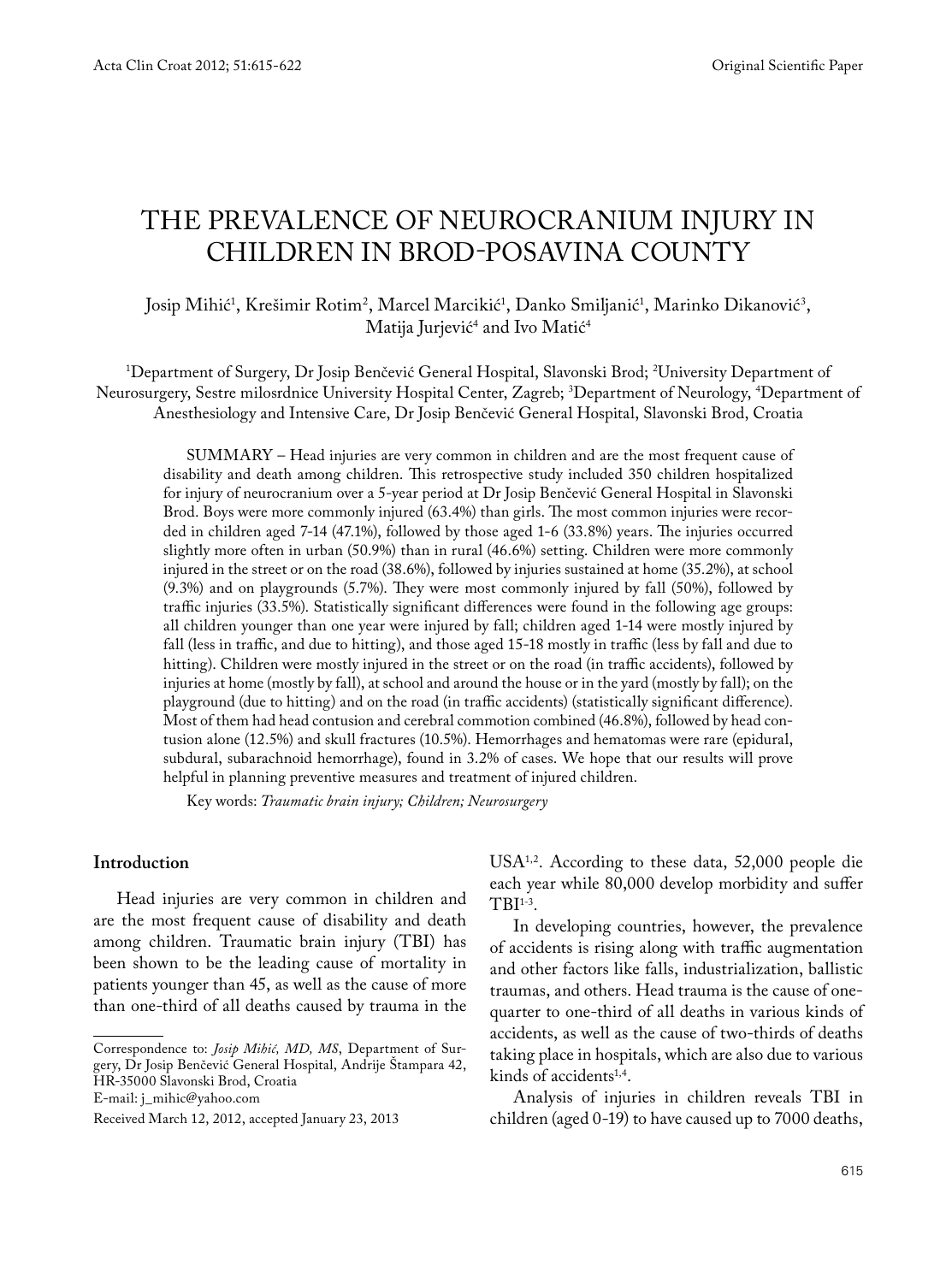Original Scientific Paper

# THE PREVALENCE OF NEUROCRANIUM INJURY IN CHILDREN IN BROD-POSAVINA COUNTY

Josip Mihić[1], Krešimir Rotim[2], Marcel Marcikić[1], Danko Smiljanić[1], Marinko Dikanović[3], Matija Jurjević[4] and Ivo Matić[4]

[1]Department of Surgery, Dr Josip Benčević General Hospital, Slavonski Brod; [2]University Department of Neurosurgery, Sestre milosrdnice University Hospital Center, Zagreb; [3]Department of Neurology, [4]Department of Anesthesiology and Intensive Care, Dr Josip Benčević General Hospital, Slavonski Brod, Croatia

SUMMARY – Head injuries are very common in children and are the most frequent cause of disability and death among children. This retrospective study included 350 children hospitalized for injury of neurocranium over a 5-year period at Dr Josip Benčević General Hospital in Slavonski Brod. Boys were more commonly injured (63.4%) than girls. The most common injuries were recorded in children aged 7-14 (47.1%), followed by those aged 1-6 (33.8%) years. The injuries occurred slightly more often in urban (50.9%) than in rural (46.6%) setting. Children were more commonly injured in the street or on the road (38.6%), followed by injuries sustained at home (35.2%), at school (9.3%) and on playgrounds (5.7%). They were most commonly injured by fall (50%), followed by traffic injuries (33.5%). Statistically significant differences were found in the following age groups: all children younger than one year were injured by fall; children aged 1-14 were mostly injured by fall (less in traffic, and due to hitting), and those aged 15-18 mostly in traffic (less by fall and due to hitting). Children were mostly injured in the street or on the road (in traffic accidents), followed by injuries at home (mostly by fall), at school and around the house or in the yard (mostly by fall); on the playground (due to hitting) and on the road (in traffic accidents) (statistically significant difference). Most of them had head contusion and cerebral commotion combined (46.8%), followed by head contusion alone (12.5%) and skull fractures (10.5%). Hemorrhages and hematomas were rare (epidural, subdural, subarachnoid hemorrhage), found in 3.2% of cases. We hope that our results will prove helpful in planning preventive measures and treatment of injured children.

Key words: *Traumatic brain injury; Children; Neurosurgery*

## Introduction

Head injuries are very common in children and are the most frequent cause of disability and death among children. Traumatic brain injury (TBI) has been shown to be the leading cause of mortality in patients younger than 45, as well as the cause of more than one-third of all deaths caused by trauma in the USA[1,2]. According to these data, 52,000 people die each year while 80,000 develop morbidity and suffer TBI[1-3].

In developing countries, however, the prevalence of accidents is rising along with traffic augmentation and other factors like falls, industrialization, ballistic traumas, and others. Head trauma is the cause of one-quarter to one-third of all deaths in various kinds of accidents, as well as the cause of two-thirds of deaths taking place in hospitals, which are also due to various kinds of accidents[1,4].

Analysis of injuries in children reveals TBI in children (aged 0-19) to have caused up to 7000 deaths,

---

Correspondence to: *Josip Mihić, MD, MS*, Department of Surgery, Dr Josip Benčević General Hospital, Andrije Štampara 42, HR-35000 Slavonski Brod, Croatia
E-mail: j_mihic@yahoo.com

Received March 12, 2012, accepted January 23, 2013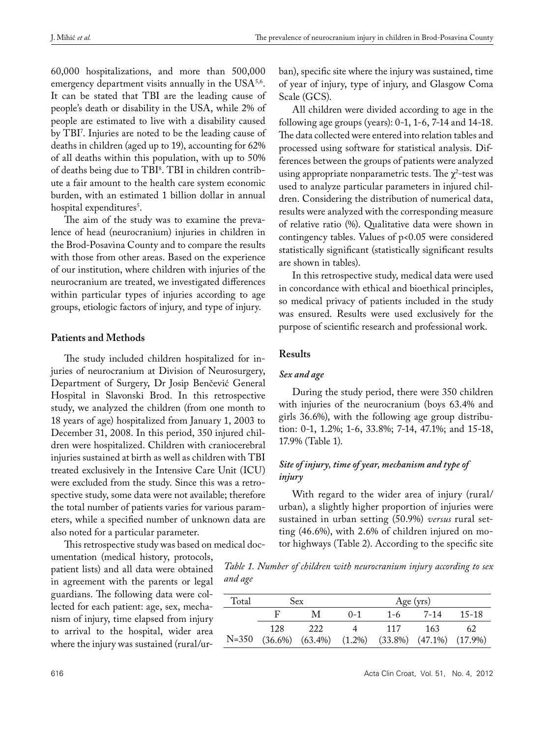60,000 hospitalizations, and more than 500,000 emergency department visits annually in the USA[5,6]. It can be stated that TBI are the leading cause of people's death or disability in the USA, while 2% of people are estimated to live with a disability caused by TBI[7]. Injuries are noted to be the leading cause of deaths in children (aged up to 19), accounting for 62% of all deaths within this population, with up to 50% of deaths being due to TBI[8]. TBI in children contribute a fair amount to the health care system economic burden, with an estimated 1 billion dollar in annual hospital expenditures[5].

The aim of the study was to examine the prevalence of head (neurocranium) injuries in children in the Brod-Posavina County and to compare the results with those from other areas. Based on the experience of our institution, where children with injuries of the neurocranium are treated, we investigated differences within particular types of injuries according to age groups, etiologic factors of injury, and type of injury.

## Patients and Methods

The study included children hospitalized for injuries of neurocranium at Division of Neurosurgery, Department of Surgery, Dr Josip Benčević General Hospital in Slavonski Brod. In this retrospective study, we analyzed the children (from one month to 18 years of age) hospitalized from January 1, 2003 to December 31, 2008. In this period, 350 injured children were hospitalized. Children with craniocerebral injuries sustained at birth as well as children with TBI treated exclusively in the Intensive Care Unit (ICU) were excluded from the study. Since this was a retrospective study, some data were not available; therefore the total number of patients varies for various parameters, while a specified number of unknown data are also noted for a particular parameter.

This retrospective study was based on medical documentation (medical history, protocols, patient lists) and all data were obtained in agreement with the parents or legal guardians. The following data were collected for each patient: age, sex, mechanism of injury, time elapsed from injury to arrival to the hospital, wider area where the injury was sustained (rural/urban), specific site where the injury was sustained, time of year of injury, type of injury, and Glasgow Coma Scale (GCS).

All children were divided according to age in the following age groups (years): 0-1, 1-6, 7-14 and 14-18. The data collected were entered into relation tables and processed using software for statistical analysis. Differences between the groups of patients were analyzed using appropriate nonparametric tests. The $\chi^2$-test was used to analyze particular parameters in injured children. Considering the distribution of numerical data, results were analyzed with the corresponding measure of relative ratio (%). Qualitative data were shown in contingency tables. Values of $p<0.05$ were considered statistically significant (statistically significant results are shown in tables).

In this retrospective study, medical data were used in concordance with ethical and bioethical principles, so medical privacy of patients included in the study was ensured. Results were used exclusively for the purpose of scientific research and professional work.

## Results

### *Sex and age*

During the study period, there were 350 children with injuries of the neurocranium (boys 63.4% and girls 36.6%), with the following age group distribution: 0-1, 1.2%; 1-6, 33.8%; 7-14, 47.1%; and 15-18, 17.9% (Table 1).

### *Site of injury, time of year, mechanism and type of injury*

With regard to the wider area of injury (rural/urban), a slightly higher proportion of injuries were sustained in urban setting (50.9%) *versus* rural setting (46.6%), with 2.6% of children injured on motor highways (Table 2). According to the specific site

*Table 1. Number of children with neurocranium injury according to sex and age*

| Total | Sex | | Age (yrs) | | | |
|---|---|---|---|---|---|---|
| | F | M | 0-1 | 1-6 | 7-14 | 15-18 |
| N=350 | 128 (36.6%) | 222 (63.4%) | 4 (1.2%) | 117 (33.8%) | 163 (47.1%) | 62 (17.9%) |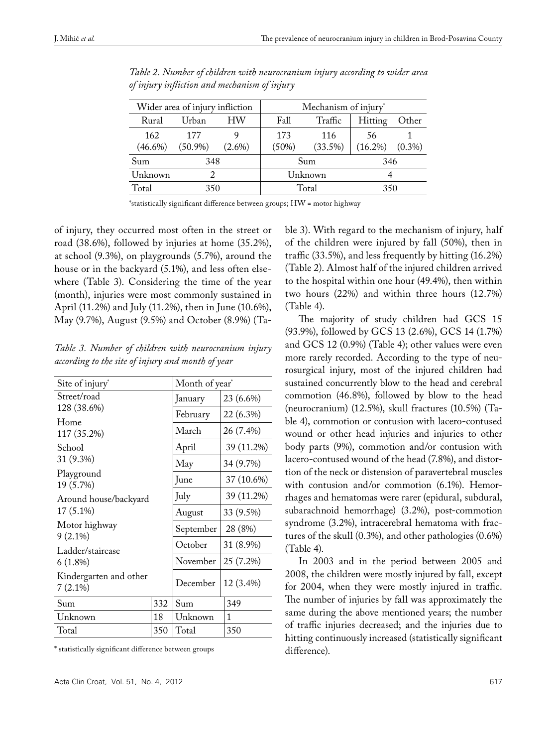*Table 2. Number of children with neurocranium injury according to wider area of injury infliction and mechanism of injury*

| Wider area of injury infliction | | | Mechanism of injury* | | | |
|---|---|---|---|---|---|---|
| Rural | Urban | HW | Fall | Traffic | Hitting | Other |
| 162 (46.6%) | 177 (50.9%) | 9 (2.6%) | 173 (50%) | 116 (33.5%) | 56 (16.2%) | 1 (0.3%) |
| Sum | 348 | | Sum | | 346 | |
| Unknown | 2 | | Unknown | | 4 | |
| Total | 350 | | Total | | 350 | |

*statistically significant difference between groups; HW = motor highway

of injury, they occurred most often in the street or road (38.6%), followed by injuries at home (35.2%), at school (9.3%), on playgrounds (5.7%), around the house or in the backyard (5.1%), and less often elsewhere (Table 3). Considering the time of the year (month), injuries were most commonly sustained in April (11.2%) and July (11.2%), then in June (10.6%), May (9.7%), August (9.5%) and October (8.9%) (Table 3). With regard to the mechanism of injury, half of the children were injured by fall (50%), then in traffic (33.5%), and less frequently by hitting (16.2%) (Table 2). Almost half of the injured children arrived to the hospital within one hour (49.4%), then within two hours (22%) and within three hours (12.7%) (Table 4).

*Table 3. Number of children with neurocranium injury according to the site of injury and month of year*

| Site of injury* | | Month of year* | |
|---|---|---|---|
| Street/road 128 (38.6%) | | January | 23 (6.6%) |
| | | February | 22 (6.3%) |
| Home 117 (35.2%) | | March | 26 (7.4%) |
| School 31 (9.3%) | | April | 39 (11.2%) |
| | | May | 34 (9.7%) |
| Playground 19 (5.7%) | | June | 37 (10.6%) |
| Around house/backyard 17 (5.1%) | | July | 39 (11.2%) |
| | | August | 33 (9.5%) |
| Motor highway 9 (2.1%) | | September | 28 (8%) |
| Ladder/staircase 6 (1.8%) | | October | 31 (8.9%) |
| | | November | 25 (7.2%) |
| Kindergarten and other 7 (2.1%) | | December | 12 (3.4%) |
| Sum | 332 | Sum | 349 |
| Unknown | 18 | Unknown | 1 |
| Total | 350 | Total | 350 |

\* statistically significant difference between groups

The majority of study children had GCS 15 (93.9%), followed by GCS 13 (2.6%), GCS 14 (1.7%) and GCS 12 (0.9%) (Table 4); other values were even more rarely recorded. According to the type of neurosurgical injury, most of the injured children had sustained concurrently blow to the head and cerebral commotion (46.8%), followed by blow to the head (neurocranium) (12.5%), skull fractures (10.5%) (Table 4), commotion or contusion with lacero-contused wound or other head injuries and injuries to other body parts (9%), commotion and/or contusion with lacero-contused wound of the head (7.8%), and distortion of the neck or distension of paravertebral muscles with contusion and/or commotion (6.1%). Hemorrhages and hematomas were rarer (epidural, subdural, subarachnoid hemorrhage) (3.2%), post-commotion syndrome (3.2%), intracerebral hematoma with fractures of the skull (0.3%), and other pathologies (0.6%) (Table 4).

In 2003 and in the period between 2005 and 2008, the children were mostly injured by fall, except for 2004, when they were mostly injured in traffic. The number of injuries by fall was approximately the same during the above mentioned years; the number of traffic injuries decreased; and the injuries due to hitting continuously increased (statistically significant difference).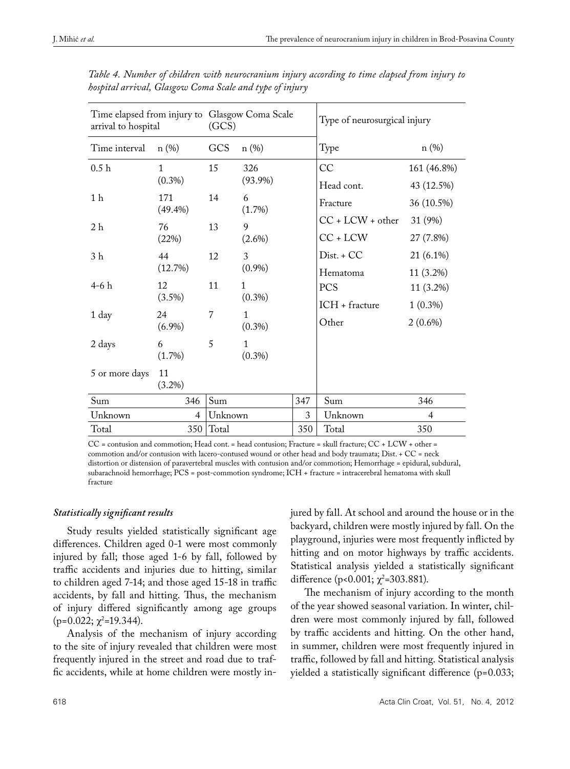*Table 4. Number of children with neurocranium injury according to time elapsed from injury to hospital arrival, Glasgow Coma Scale and type of injury*

| Time elapsed from injury to arrival to hospital | | Glasgow Coma Scale (GCS) | | | Type of neurosurgical injury | |
|---|---|---|---|---|---|---|
| Time interval | n (%) | GCS | n (%) | | Type | n (%) |
| 0.5 h | 1 (0.3%) | 15 | 326 (93.9%) | | CC | 161 (46.8%) |
| | | | | | Head cont. | 43 (12.5%) |
| 1 h | 171 (49.4%) | 14 | 6 (1.7%) | | Fracture | 36 (10.5%) |
| 2 h | 76 (22%) | 13 | 9 (2.6%) | | CC + LCW + other | 31 (9%) |
| | | | | | CC + LCW | 27 (7.8%) |
| 3 h | 44 (12.7%) | 12 | 3 (0.9%) | | Dist. + CC | 21 (6.1%) |
| | | | | | Hematoma | 11 (3.2%) |
| 4-6 h | 12 (3.5%) | 11 | 1 (0.3%) | | PCS | 11 (3.2%) |
| | | | | | ICH + fracture | 1 (0.3%) |
| 1 day | 24 (6.9%) | 7 | 1 (0.3%) | | Other | 2 (0.6%) |
| 2 days | 6 (1.7%) | 5 | 1 (0.3%) | | | |
| 5 or more days | 11 (3.2%) | | | | | |
| Sum | 346 | Sum | | 347 | Sum | 346 |
| Unknown | 4 | Unknown | | 3 | Unknown | 4 |
| Total | 350 | Total | | 350 | Total | 350 |

CC = contusion and commotion; Head cont. = head contusion; Fracture = skull fracture; CC + LCW + other = commotion and/or contusion with lacero-contused wound or other head and body traumata; Dist. + CC = neck distortion or distension of paravertebral muscles with contusion and/or commotion; Hemorrhage = epidural, subdural, subarachnoid hemorrhage; PCS = post-commotion syndrome; ICH + fracture = intracerebral hematoma with skull fracture

### *Statistically significant results*

Study results yielded statistically significant age differences. Children aged 0-1 were most commonly injured by fall; those aged 1-6 by fall, followed by traffic accidents and injuries due to hitting, similar to children aged 7-14; and those aged 15-18 in traffic accidents, by fall and hitting. Thus, the mechanism of injury differed significantly among age groups ($p=0.022$; $\chi^2=19.344$).

Analysis of the mechanism of injury according to the site of injury revealed that children were most frequently injured in the street and road due to traffic accidents, while at home children were mostly injured by fall. At school and around the house or in the backyard, children were mostly injured by fall. On the playground, injuries were most frequently inflicted by hitting and on motor highways by traffic accidents. Statistical analysis yielded a statistically significant difference ($p<0.001$; $\chi^2=303.881$).

The mechanism of injury according to the month of the year showed seasonal variation. In winter, children were most commonly injured by fall, followed by traffic accidents and hitting. On the other hand, in summer, children were most frequently injured in traffic, followed by fall and hitting. Statistical analysis yielded a statistically significant difference ($p=0.033$;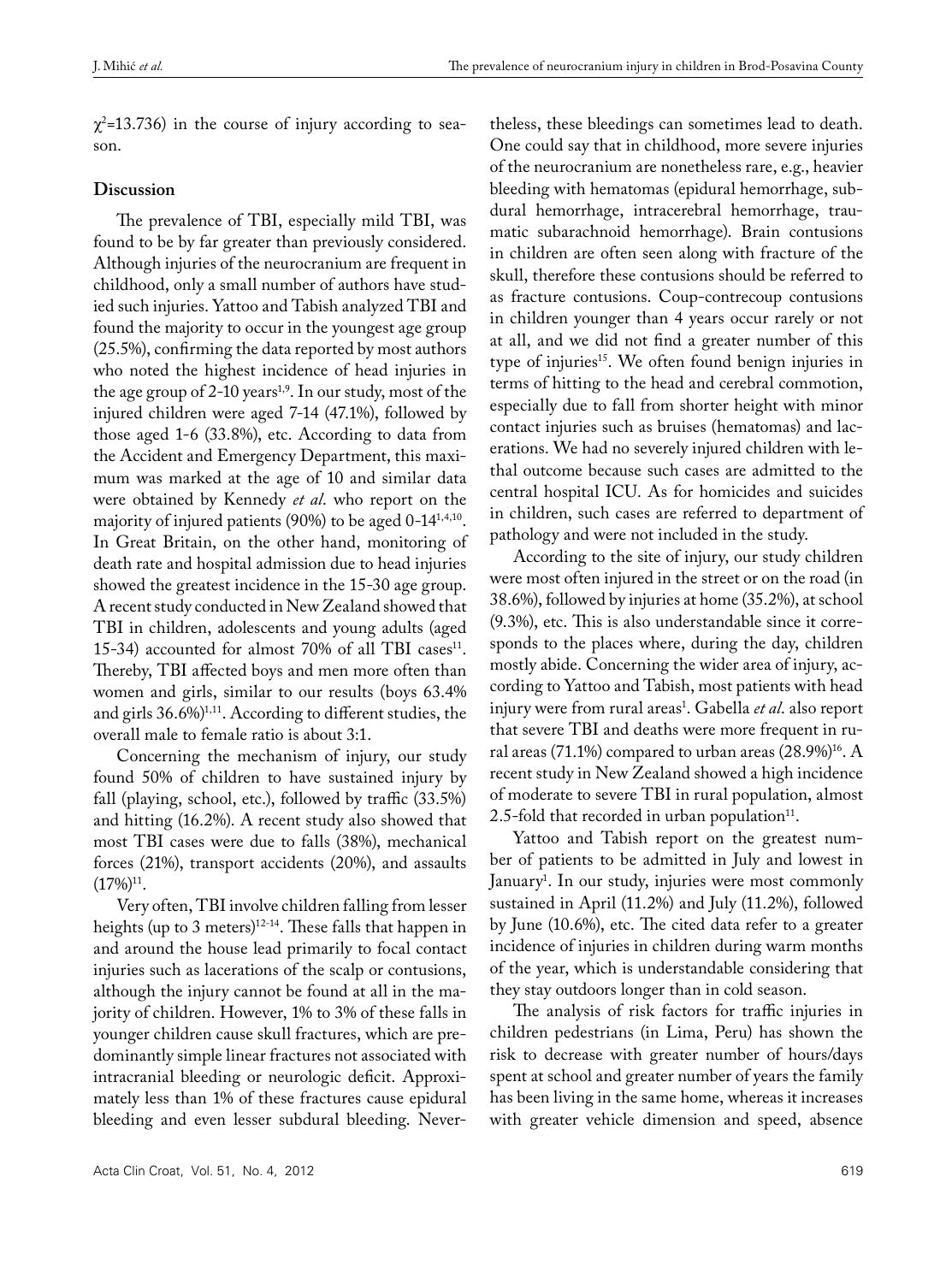$\chi^2$=13.736) in the course of injury according to season.

## Discussion

The prevalence of TBI, especially mild TBI, was found to be by far greater than previously considered. Although injuries of the neurocranium are frequent in childhood, only a small number of authors have studied such injuries. Yattoo and Tabish analyzed TBI and found the majority to occur in the youngest age group (25.5%), confirming the data reported by most authors who noted the highest incidence of head injuries in the age group of 2-10 years[1,9]. In our study, most of the injured children were aged 7-14 (47.1%), followed by those aged 1-6 (33.8%), etc. According to data from the Accident and Emergency Department, this maximum was marked at the age of 10 and similar data were obtained by Kennedy *et al*. who report on the majority of injured patients (90%) to be aged 0-14[1,4,10]. In Great Britain, on the other hand, monitoring of death rate and hospital admission due to head injuries showed the greatest incidence in the 15-30 age group. A recent study conducted in New Zealand showed that TBI in children, adolescents and young adults (aged 15-34) accounted for almost 70% of all TBI cases[11]. Thereby, TBI affected boys and men more often than women and girls, similar to our results (boys 63.4% and girls 36.6%)[1,11]. According to different studies, the overall male to female ratio is about 3:1.

Concerning the mechanism of injury, our study found 50% of children to have sustained injury by fall (playing, school, etc.), followed by traffic (33.5%) and hitting (16.2%). A recent study also showed that most TBI cases were due to falls (38%), mechanical forces (21%), transport accidents (20%), and assaults (17%)[11].

Very often, TBI involve children falling from lesser heights (up to 3 meters)[12-14]. These falls that happen in and around the house lead primarily to focal contact injuries such as lacerations of the scalp or contusions, although the injury cannot be found at all in the majority of children. However, 1% to 3% of these falls in younger children cause skull fractures, which are predominantly simple linear fractures not associated with intracranial bleeding or neurologic deficit. Approximately less than 1% of these fractures cause epidural bleeding and even lesser subdural bleeding. Nevertheless, these bleedings can sometimes lead to death. One could say that in childhood, more severe injuries of the neurocranium are nonetheless rare, e.g., heavier bleeding with hematomas (epidural hemorrhage, subdural hemorrhage, intracerebral hemorrhage, traumatic subarachnoid hemorrhage). Brain contusions in children are often seen along with fracture of the skull, therefore these contusions should be referred to as fracture contusions. Coup-contrecoup contusions in children younger than 4 years occur rarely or not at all, and we did not find a greater number of this type of injuries[15]. We often found benign injuries in terms of hitting to the head and cerebral commotion, especially due to fall from shorter height with minor contact injuries such as bruises (hematomas) and lacerations. We had no severely injured children with lethal outcome because such cases are admitted to the central hospital ICU. As for homicides and suicides in children, such cases are referred to department of pathology and were not included in the study.

According to the site of injury, our study children were most often injured in the street or on the road (in 38.6%), followed by injuries at home (35.2%), at school (9.3%), etc. This is also understandable since it corresponds to the places where, during the day, children mostly abide. Concerning the wider area of injury, according to Yattoo and Tabish, most patients with head injury were from rural areas[1]. Gabella *et al*. also report that severe TBI and deaths were more frequent in rural areas (71.1%) compared to urban areas (28.9%)[16]. A recent study in New Zealand showed a high incidence of moderate to severe TBI in rural population, almost 2.5-fold that recorded in urban population[11].

Yattoo and Tabish report on the greatest number of patients to be admitted in July and lowest in January[1]. In our study, injuries were most commonly sustained in April (11.2%) and July (11.2%), followed by June (10.6%), etc. The cited data refer to a greater incidence of injuries in children during warm months of the year, which is understandable considering that they stay outdoors longer than in cold season.

The analysis of risk factors for traffic injuries in children pedestrians (in Lima, Peru) has shown the risk to decrease with greater number of hours/days spent at school and greater number of years the family has been living in the same home, whereas it increases with greater vehicle dimension and speed, absence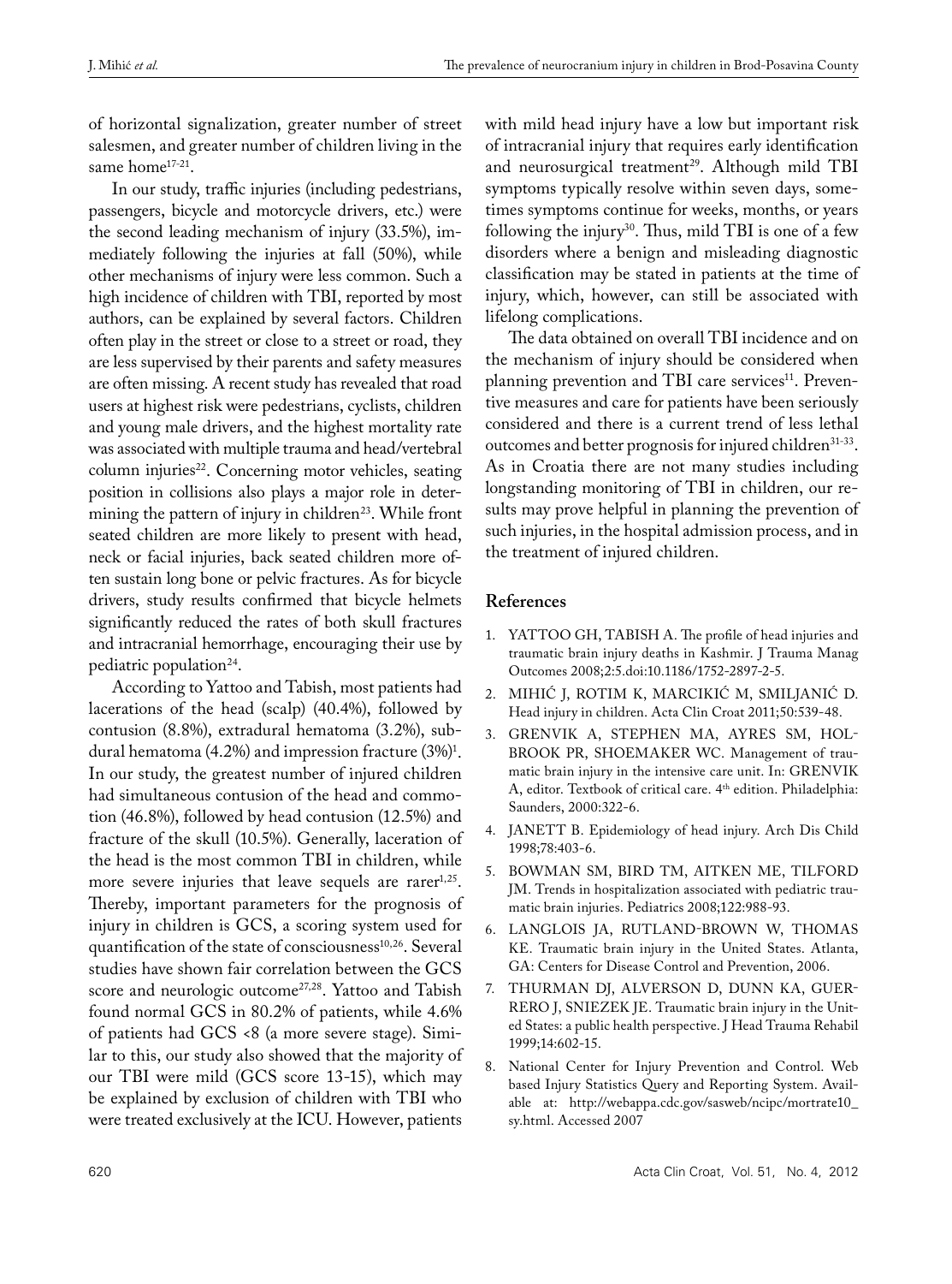of horizontal signalization, greater number of street salesmen, and greater number of children living in the same home[17-21].

In our study, traffic injuries (including pedestrians, passengers, bicycle and motorcycle drivers, etc.) were the second leading mechanism of injury (33.5%), immediately following the injuries at fall (50%), while other mechanisms of injury were less common. Such a high incidence of children with TBI, reported by most authors, can be explained by several factors. Children often play in the street or close to a street or road, they are less supervised by their parents and safety measures are often missing. A recent study has revealed that road users at highest risk were pedestrians, cyclists, children and young male drivers, and the highest mortality rate was associated with multiple trauma and head/vertebral column injuries[22]. Concerning motor vehicles, seating position in collisions also plays a major role in determining the pattern of injury in children[23]. While front seated children are more likely to present with head, neck or facial injuries, back seated children more often sustain long bone or pelvic fractures. As for bicycle drivers, study results confirmed that bicycle helmets significantly reduced the rates of both skull fractures and intracranial hemorrhage, encouraging their use by pediatric population[24].

According to Yattoo and Tabish, most patients had lacerations of the head (scalp) (40.4%), followed by contusion (8.8%), extradural hematoma (3.2%), subdural hematoma (4.2%) and impression fracture (3%)[1]. In our study, the greatest number of injured children had simultaneous contusion of the head and commotion (46.8%), followed by head contusion (12.5%) and fracture of the skull (10.5%). Generally, laceration of the head is the most common TBI in children, while more severe injuries that leave sequels are rarer[1,25]. Thereby, important parameters for the prognosis of injury in children is GCS, a scoring system used for quantification of the state of consciousness[10,26]. Several studies have shown fair correlation between the GCS score and neurologic outcome[27,28]. Yattoo and Tabish found normal GCS in 80.2% of patients, while 4.6% of patients had GCS <8 (a more severe stage). Similar to this, our study also showed that the majority of our TBI were mild (GCS score 13-15), which may be explained by exclusion of children with TBI who were treated exclusively at the ICU. However, patients with mild head injury have a low but important risk of intracranial injury that requires early identification and neurosurgical treatment[29]. Although mild TBI symptoms typically resolve within seven days, sometimes symptoms continue for weeks, months, or years following the injury[30]. Thus, mild TBI is one of a few disorders where a benign and misleading diagnostic classification may be stated in patients at the time of injury, which, however, can still be associated with lifelong complications.

The data obtained on overall TBI incidence and on the mechanism of injury should be considered when planning prevention and TBI care services[11]. Preventive measures and care for patients have been seriously considered and there is a current trend of less lethal outcomes and better prognosis for injured children[31-33]. As in Croatia there are not many studies including longstanding monitoring of TBI in children, our results may prove helpful in planning the prevention of such injuries, in the hospital admission process, and in the treatment of injured children.

## References

1. YATTOO GH, TABISH A. The profile of head injuries and traumatic brain injury deaths in Kashmir. J Trauma Manag Outcomes 2008;2:5.doi:10.1186/1752-2897-2-5.
2. MIHIĆ J, ROTIM K, MARCIKIĆ M, SMILJANIĆ D. Head injury in children. Acta Clin Croat 2011;50:539-48.
3. GRENVIK A, STEPHEN MA, AYRES SM, HOLBROOK PR, SHOEMAKER WC. Management of traumatic brain injury in the intensive care unit. In: GRENVIK A, editor. Textbook of critical care. 4th edition. Philadelphia: Saunders, 2000:322-6.
4. JANETT B. Epidemiology of head injury. Arch Dis Child 1998;78:403-6.
5. BOWMAN SM, BIRD TM, AITKEN ME, TILFORD JM. Trends in hospitalization associated with pediatric traumatic brain injuries. Pediatrics 2008;122:988-93.
6. LANGLOIS JA, RUTLAND-BROWN W, THOMAS KE. Traumatic brain injury in the United States. Atlanta, GA: Centers for Disease Control and Prevention, 2006.
7. THURMAN DJ, ALVERSON D, DUNN KA, GUERRERO J, SNIEZEK JE. Traumatic brain injury in the United States: a public health perspective. J Head Trauma Rehabil 1999;14:602-15.
8. National Center for Injury Prevention and Control. Web based Injury Statistics Query and Reporting System. Available at: http://webappa.cdc.gov/sasweb/ncipc/mortrate10_sy.html. Accessed 2007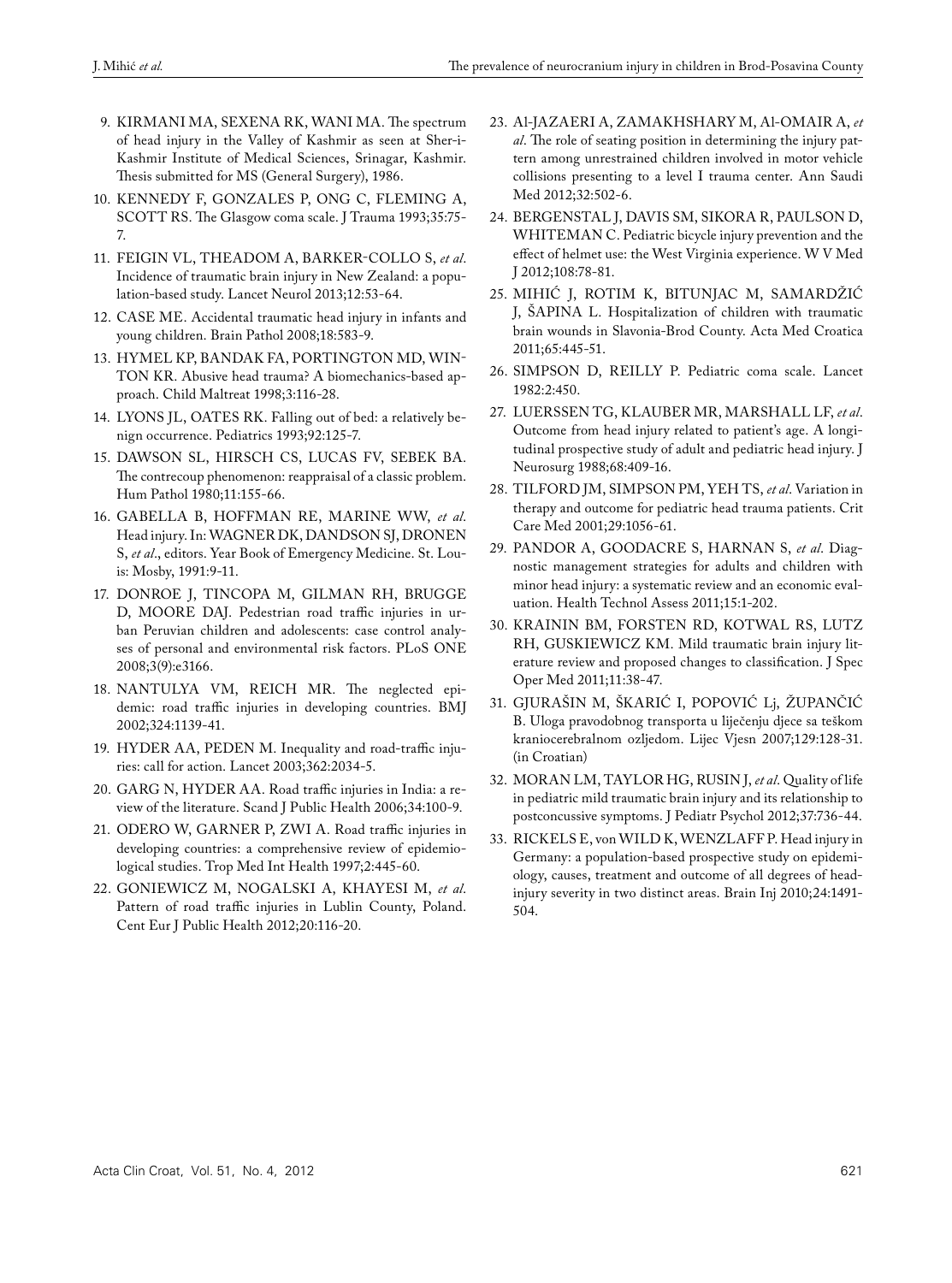9. KIRMANI MA, SEXENA RK, WANI MA. The spectrum of head injury in the Valley of Kashmir as seen at Sher-i-Kashmir Institute of Medical Sciences, Srinagar, Kashmir. Thesis submitted for MS (General Surgery), 1986.
10. KENNEDY F, GONZALES P, ONG C, FLEMING A, SCOTT RS. The Glasgow coma scale. J Trauma 1993;35:75-7.
11. FEIGIN VL, THEADOM A, BARKER-COLLO S, *et al*. Incidence of traumatic brain injury in New Zealand: a population-based study. Lancet Neurol 2013;12:53-64.
12. CASE ME. Accidental traumatic head injury in infants and young children. Brain Pathol 2008;18:583-9.
13. HYMEL KP, BANDAK FA, PORTINGTON MD, WINTON KR. Abusive head trauma? A biomechanics-based approach. Child Maltreat 1998;3:116-28.
14. LYONS JL, OATES RK. Falling out of bed: a relatively benign occurrence. Pediatrics 1993;92:125-7.
15. DAWSON SL, HIRSCH CS, LUCAS FV, SEBEK BA. The contrecoup phenomenon: reappraisal of a classic problem. Hum Pathol 1980;11:155-66.
16. GABELLA B, HOFFMAN RE, MARINE WW, *et al*. Head injury. In: WAGNER DK, DANDSON SJ, DRONEN S, *et al*., editors. Year Book of Emergency Medicine. St. Louis: Mosby, 1991:9-11.
17. DONROE J, TINCOPA M, GILMAN RH, BRUGGE D, MOORE DAJ. Pedestrian road traffic injuries in urban Peruvian children and adolescents: case control analyses of personal and environmental risk factors. PLoS ONE 2008;3(9):e3166.
18. NANTULYA VM, REICH MR. The neglected epidemic: road traffic injuries in developing countries. BMJ 2002;324:1139-41.
19. HYDER AA, PEDEN M. Inequality and road-traffic injuries: call for action. Lancet 2003;362:2034-5.
20. GARG N, HYDER AA. Road traffic injuries in India: a review of the literature. Scand J Public Health 2006;34:100-9.
21. ODERO W, GARNER P, ZWI A. Road traffic injuries in developing countries: a comprehensive review of epidemiological studies. Trop Med Int Health 1997;2:445-60.
22. GONIEWICZ M, NOGALSKI A, KHAYESI M, *et al*. Pattern of road traffic injuries in Lublin County, Poland. Cent Eur J Public Health 2012;20:116-20.
23. Al-JAZAERI A, ZAMAKHSHARY M, Al-OMAIR A, *et al*. The role of seating position in determining the injury pattern among unrestrained children involved in motor vehicle collisions presenting to a level I trauma center. Ann Saudi Med 2012;32:502-6.
24. BERGENSTAL J, DAVIS SM, SIKORA R, PAULSON D, WHITEMAN C. Pediatric bicycle injury prevention and the effect of helmet use: the West Virginia experience. W V Med J 2012;108:78-81.
25. MIHIĆ J, ROTIM K, BITUNJAC M, SAMARDŽIĆ J, ŠAPINA L. Hospitalization of children with traumatic brain wounds in Slavonia-Brod County. Acta Med Croatica 2011;65:445-51.
26. SIMPSON D, REILLY P. Pediatric coma scale. Lancet 1982:2:450.
27. LUERSSEN TG, KLAUBER MR, MARSHALL LF, *et al*. Outcome from head injury related to patient's age. A longitudinal prospective study of adult and pediatric head injury. J Neurosurg 1988;68:409-16.
28. TILFORD JM, SIMPSON PM, YEH TS, *et al*. Variation in therapy and outcome for pediatric head trauma patients. Crit Care Med 2001;29:1056-61.
29. PANDOR A, GOODACRE S, HARNAN S, *et al*. Diagnostic management strategies for adults and children with minor head injury: a systematic review and an economic evaluation. Health Technol Assess 2011;15:1-202.
30. KRAININ BM, FORSTEN RD, KOTWAL RS, LUTZ RH, GUSKIEWICZ KM. Mild traumatic brain injury literature review and proposed changes to classification. J Spec Oper Med 2011;11:38-47.
31. GJURAŠIN M, ŠKARIĆ I, POPOVIĆ Lj, ŽUPANČIĆ B. Uloga pravodobnog transporta u liječenju djece sa teškom kraniocerebralnom ozljedom. Lijec Vjesn 2007;129:128-31. (in Croatian)
32. MORAN LM, TAYLOR HG, RUSIN J, *et al*. Quality of life in pediatric mild traumatic brain injury and its relationship to postconcussive symptoms. J Pediatr Psychol 2012;37:736-44.
33. RICKELS E, von WILD K, WENZLAFF P. Head injury in Germany: a population-based prospective study on epidemiology, causes, treatment and outcome of all degrees of head-injury severity in two distinct areas. Brain Inj 2010;24:1491-504.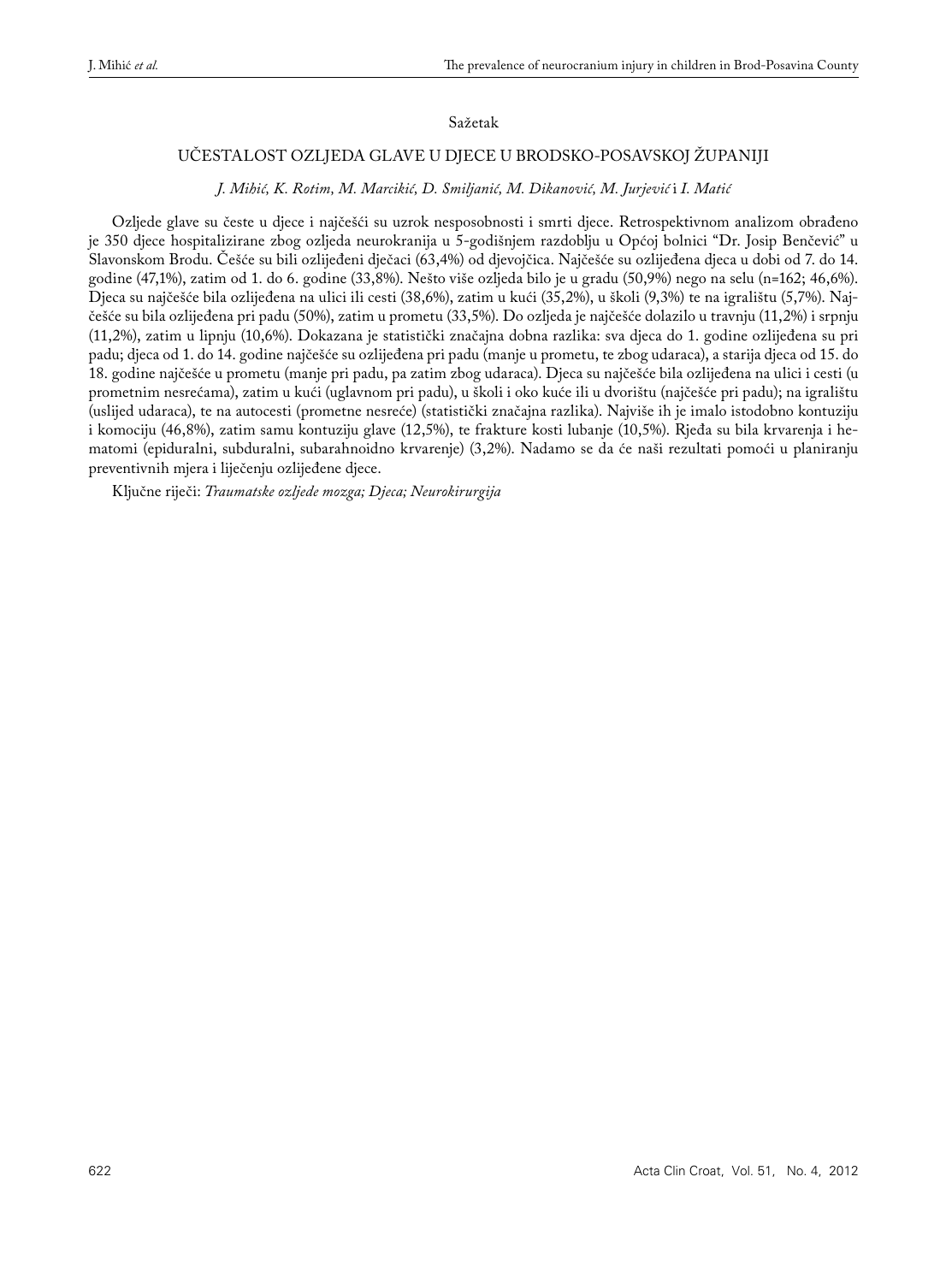Sažetak

## UČESTALOST OZLJEDA GLAVE U DJECE U BRODSKO-POSAVSKOJ ŽUPANIJI

*J. Mihić, K. Rotim, M. Marcikić, D. Smiljanić, M. Dikanović, M. Jurjević* i *I. Matić*

Ozljede glave su česte u djece i najčešći su uzrok nesposobnosti i smrti djece. Retrospektivnom analizom obrađeno je 350 djece hospitalizirane zbog ozljeda neurokranija u 5-godišnjem razdoblju u Općoj bolnici "Dr. Josip Benčević" u Slavonskom Brodu. Češće su bili ozlijeđeni dječaci (63,4%) od djevojčica. Najčešće su ozlijeđena djeca u dobi od 7. do 14. godine (47,1%), zatim od 1. do 6. godine (33,8%). Nešto više ozljeda bilo je u gradu (50,9%) nego na selu (n=162; 46,6%). Djeca su najčešće bila ozlijeđena na ulici ili cesti (38,6%), zatim u kući (35,2%), u školi (9,3%) te na igralištu (5,7%). Najčešće su bila ozlijeđena pri padu (50%), zatim u prometu (33,5%). Do ozljeda je najčešće dolazilo u travnju (11,2%) i srpnju (11,2%), zatim u lipnju (10,6%). Dokazana je statistički značajna dobna razlika: sva djeca do 1. godine ozlijeđena su pri padu; djeca od 1. do 14. godine najčešće su ozlijeđena pri padu (manje u prometu, te zbog udaraca), a starija djeca od 15. do 18. godine najčešće u prometu (manje pri padu, pa zatim zbog udaraca). Djeca su najčešće bila ozlijeđena na ulici i cesti (u prometnim nesrećama), zatim u kući (uglavnom pri padu), u školi i oko kuće ili u dvorištu (najčešće pri padu); na igralištu (uslijed udaraca), te na autocesti (prometne nesreće) (statistički značajna razlika). Najviše ih je imalo istodobno kontuziju i komociju (46,8%), zatim samu kontuziju glave (12,5%), te frakture kosti lubanje (10,5%). Rjeđa su bila krvarenja i hematomi (epiduralni, subduralni, subarahnoidno krvarenje) (3,2%). Nadamo se da će naši rezultati pomoći u planiranju preventivnih mjera i liječenju ozlijeđene djece.

Ključne riječi: *Traumatske ozljede mozga; Djeca; Neurokirurgija*